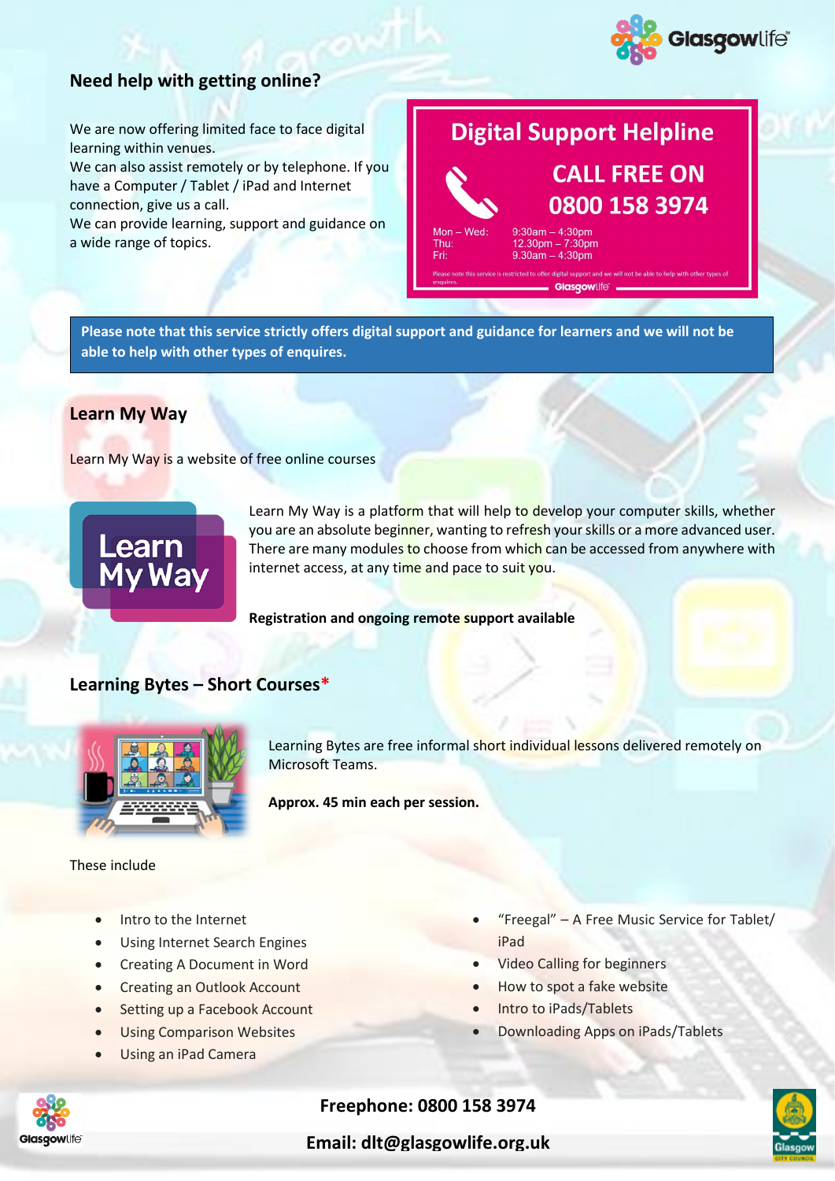## Need help with getting online?

We are now offering limited face to face digital learning within venues.
We can also assist remotely or by telephone. If you have a Computer / Tablet / iPad and Internet connection, give us a call.
We can provide learning, support and guidance on a wide range of topics.

**Digital Support Helpline**

**CALL FREE ON 0800 158 3974**

Mon – Wed: 9:30am – 4:30pm
Thu: 12.30pm – 7:30pm
Fri: 9.30am – 4:30pm

Please note this service is restricted to offer digital support and we will not be able to help with other types of enquires.

**Please note that this service strictly offers digital support and guidance for learners and we will not be able to help with other types of enquires.**

## Learn My Way

Learn My Way is a website of free online courses

Learn My Way is a platform that will help to develop your computer skills, whether you are an absolute beginner, wanting to refresh your skills or a more advanced user. There are many modules to choose from which can be accessed from anywhere with internet access, at any time and pace to suit you.

**Registration and ongoing remote support available**

## Learning Bytes – Short Courses*

Learning Bytes are free informal short individual lessons delivered remotely on Microsoft Teams.

**Approx. 45 min each per session.**

These include

- Intro to the Internet
- Using Internet Search Engines
- Creating A Document in Word
- Creating an Outlook Account
- Setting up a Facebook Account
- Using Comparison Websites
- Using an iPad Camera
- "Freegal" – A Free Music Service for Tablet/iPad
- Video Calling for beginners
- How to spot a fake website
- Intro to iPads/Tablets
- Downloading Apps on iPads/Tablets

**Freephone: 0800 158 3974**

**Email: dlt@glasgowlife.org.uk**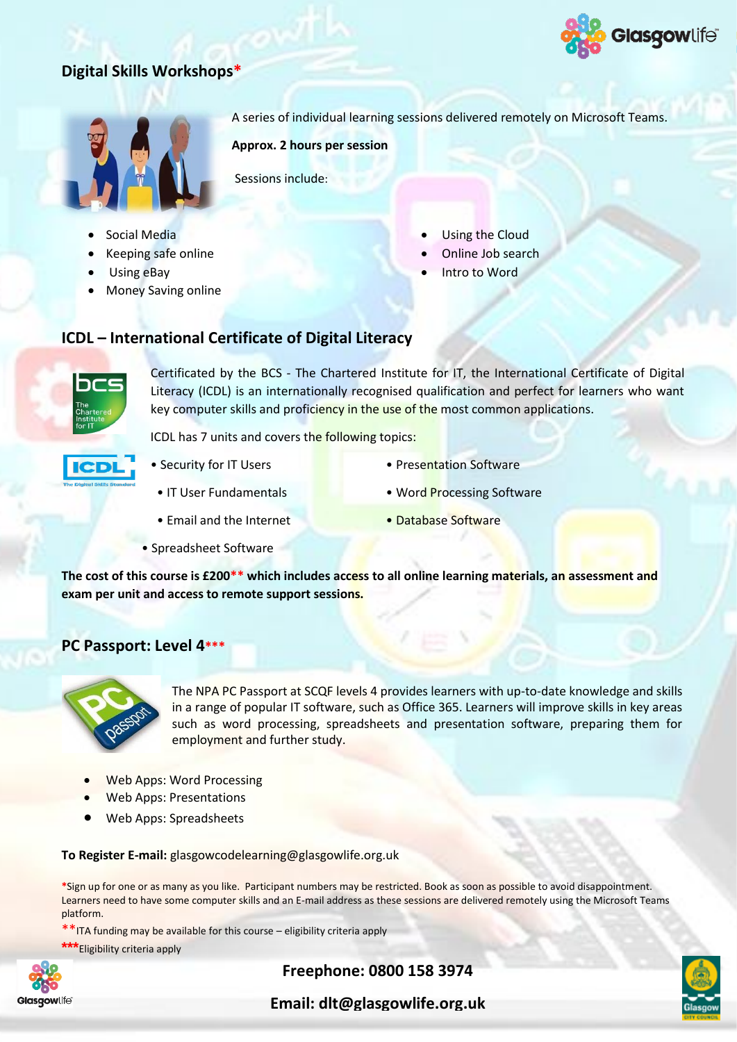## Digital Skills Workshops*

A series of individual learning sessions delivered remotely on Microsoft Teams.

**Approx. 2 hours per session**

Sessions include:

- Social Media
- Keeping safe online
- Using eBay
- Money Saving online
- Using the Cloud
- Online Job search
- Intro to Word

## ICDL – International Certificate of Digital Literacy

Certificated by the BCS - The Chartered Institute for IT, the International Certificate of Digital Literacy (ICDL) is an internationally recognised qualification and perfect for learners who want key computer skills and proficiency in the use of the most common applications.

ICDL has 7 units and covers the following topics:

- Security for IT Users
- IT User Fundamentals
- Email and the Internet
- Spreadsheet Software
- Presentation Software
- Word Processing Software
- Database Software

**The cost of this course is £200** which includes access to all online learning materials, an assessment and exam per unit and access to remote support sessions.**

## PC Passport: Level 4***

The NPA PC Passport at SCQF levels 4 provides learners with up-to-date knowledge and skills in a range of popular IT software, such as Office 365. Learners will improve skills in key areas such as word processing, spreadsheets and presentation software, preparing them for employment and further study.

- Web Apps: Word Processing
- Web Apps: Presentations
- Web Apps: Spreadsheets

**To Register E-mail:** glasgowcodelearning@glasgowlife.org.uk

*Sign up for one or as many as you like. Participant numbers may be restricted. Book as soon as possible to avoid disappointment. Learners need to have some computer skills and an E-mail address as these sessions are delivered remotely using the Microsoft Teams platform.

**ITA funding may be available for this course – eligibility criteria apply

***Eligibility criteria apply

**Freephone: 0800 158 3974**

**Email: dlt@glasgowlife.org.uk**